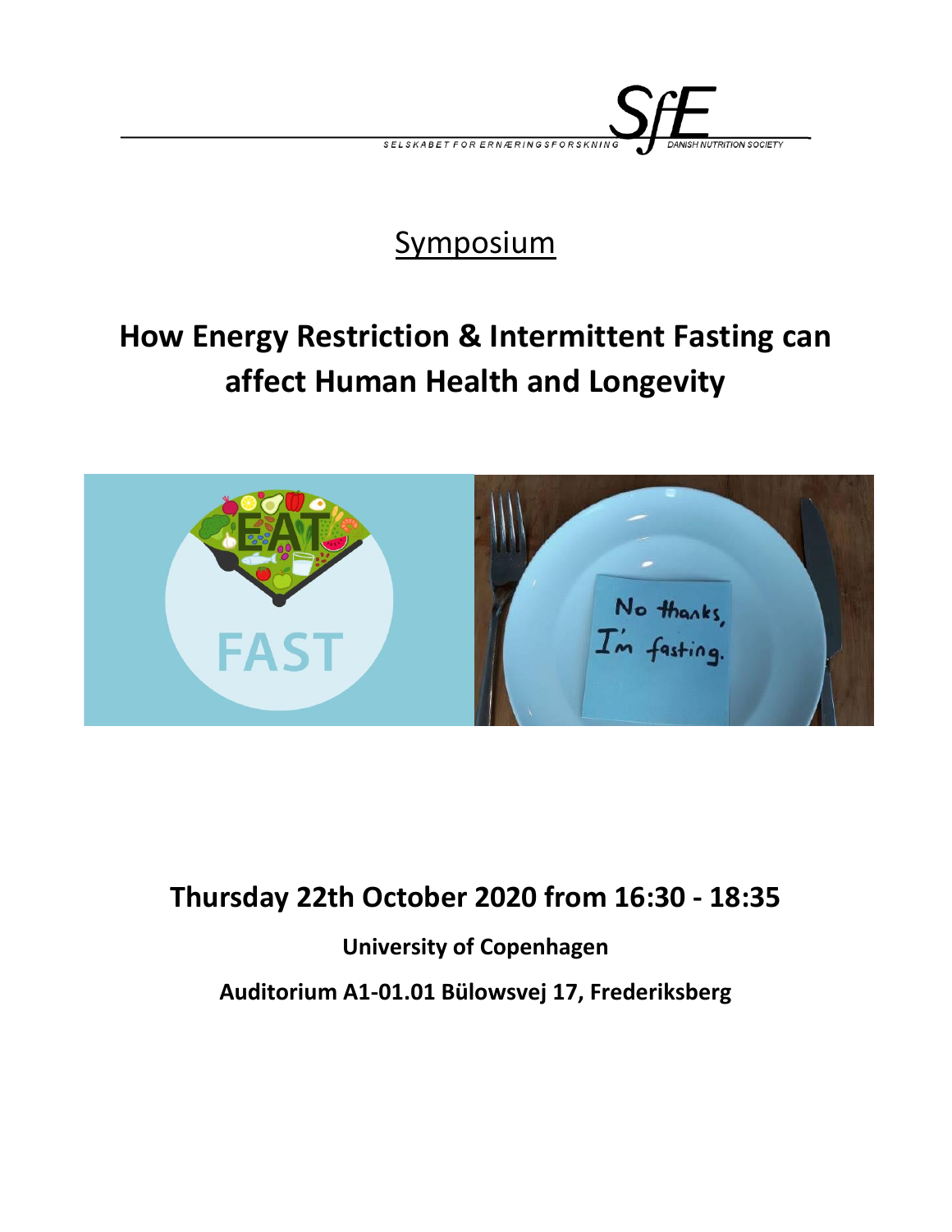SELSKABET FOR ERNÆRINGSFORSKNING SfE DANISH NUTRITION SOCIETY

Symposium

# How Energy Restriction & Intermittent Fasting can affect Human Health and Longevity

## Thursday 22th October 2020 from 16:30 - 18:35

**University of Copenhagen**

**Auditorium A1-01.01 Bülowsvej 17, Frederiksberg**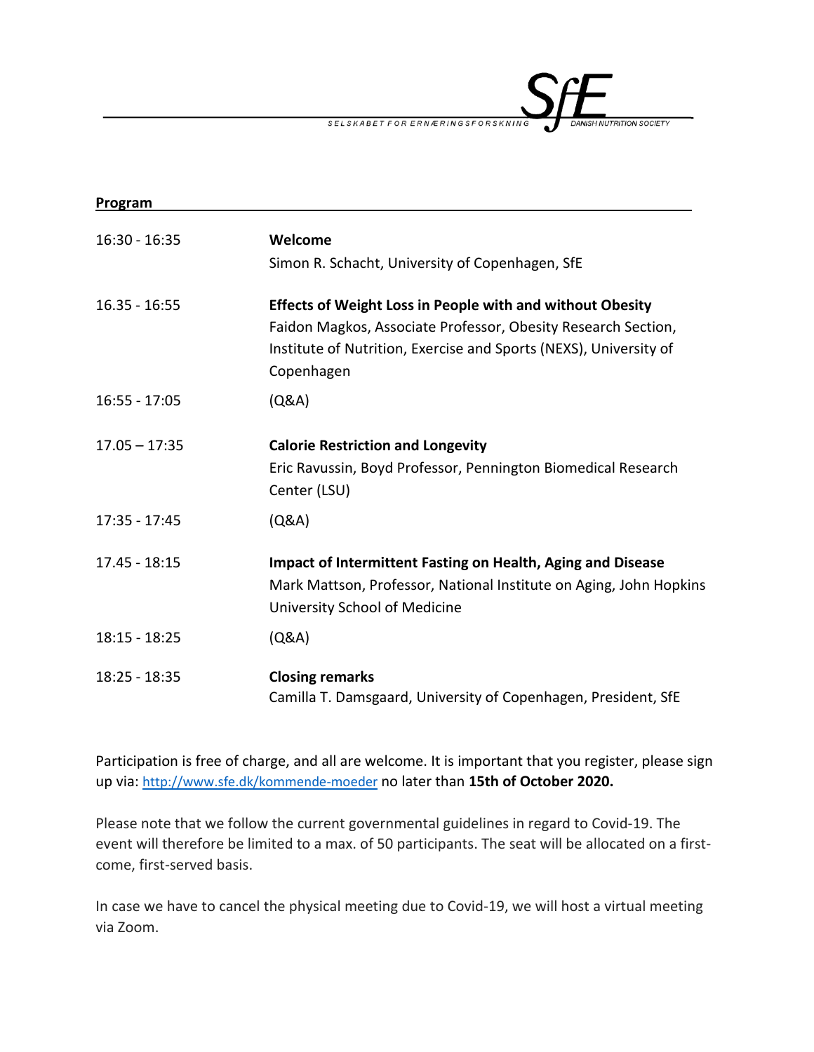**Program**

| | |
|---|---|
| 16:30 - 16:35 | **Welcome**<br>Simon R. Schacht, University of Copenhagen, SfE |
| 16.35 - 16:55 | **Effects of Weight Loss in People with and without Obesity**<br>Faidon Magkos, Associate Professor, Obesity Research Section, Institute of Nutrition, Exercise and Sports (NEXS), University of Copenhagen |
| 16:55 - 17:05 | (Q&A) |
| 17.05 – 17:35 | **Calorie Restriction and Longevity**<br>Eric Ravussin, Boyd Professor, Pennington Biomedical Research Center (LSU) |
| 17:35 - 17:45 | (Q&A) |
| 17.45 - 18:15 | **Impact of Intermittent Fasting on Health, Aging and Disease**<br>Mark Mattson, Professor, National Institute on Aging, John Hopkins University School of Medicine |
| 18:15 - 18:25 | (Q&A) |
| 18:25 - 18:35 | **Closing remarks**<br>Camilla T. Damsgaard, University of Copenhagen, President, SfE |

Participation is free of charge, and all are welcome. It is important that you register, please sign up via: http://www.sfe.dk/kommende-moeder no later than **15th of October 2020.**

Please note that we follow the current governmental guidelines in regard to Covid-19. The event will therefore be limited to a max. of 50 participants. The seat will be allocated on a first-come, first-served basis.

In case we have to cancel the physical meeting due to Covid-19, we will host a virtual meeting via Zoom.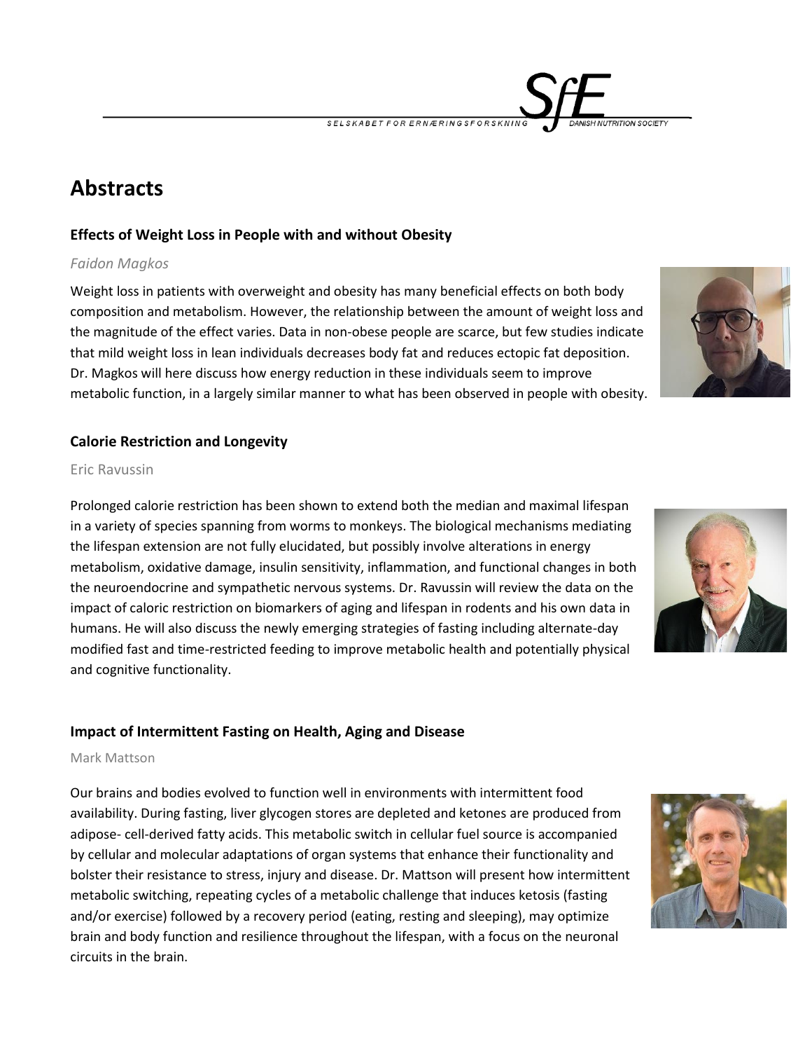# Abstracts

### Effects of Weight Loss in People with and without Obesity

*Faidon Magkos*

Weight loss in patients with overweight and obesity has many beneficial effects on both body composition and metabolism. However, the relationship between the amount of weight loss and the magnitude of the effect varies. Data in non-obese people are scarce, but few studies indicate that mild weight loss in lean individuals decreases body fat and reduces ectopic fat deposition. Dr. Magkos will here discuss how energy reduction in these individuals seem to improve metabolic function, in a largely similar manner to what has been observed in people with obesity.

### Calorie Restriction and Longevity

Eric Ravussin

Prolonged calorie restriction has been shown to extend both the median and maximal lifespan in a variety of species spanning from worms to monkeys. The biological mechanisms mediating the lifespan extension are not fully elucidated, but possibly involve alterations in energy metabolism, oxidative damage, insulin sensitivity, inflammation, and functional changes in both the neuroendocrine and sympathetic nervous systems. Dr. Ravussin will review the data on the impact of caloric restriction on biomarkers of aging and lifespan in rodents and his own data in humans. He will also discuss the newly emerging strategies of fasting including alternate-day modified fast and time-restricted feeding to improve metabolic health and potentially physical and cognitive functionality.

### Impact of Intermittent Fasting on Health, Aging and Disease

Mark Mattson

Our brains and bodies evolved to function well in environments with intermittent food availability. During fasting, liver glycogen stores are depleted and ketones are produced from adipose- cell-derived fatty acids. This metabolic switch in cellular fuel source is accompanied by cellular and molecular adaptations of organ systems that enhance their functionality and bolster their resistance to stress, injury and disease. Dr. Mattson will present how intermittent metabolic switching, repeating cycles of a metabolic challenge that induces ketosis (fasting and/or exercise) followed by a recovery period (eating, resting and sleeping), may optimize brain and body function and resilience throughout the lifespan, with a focus on the neuronal circuits in the brain.